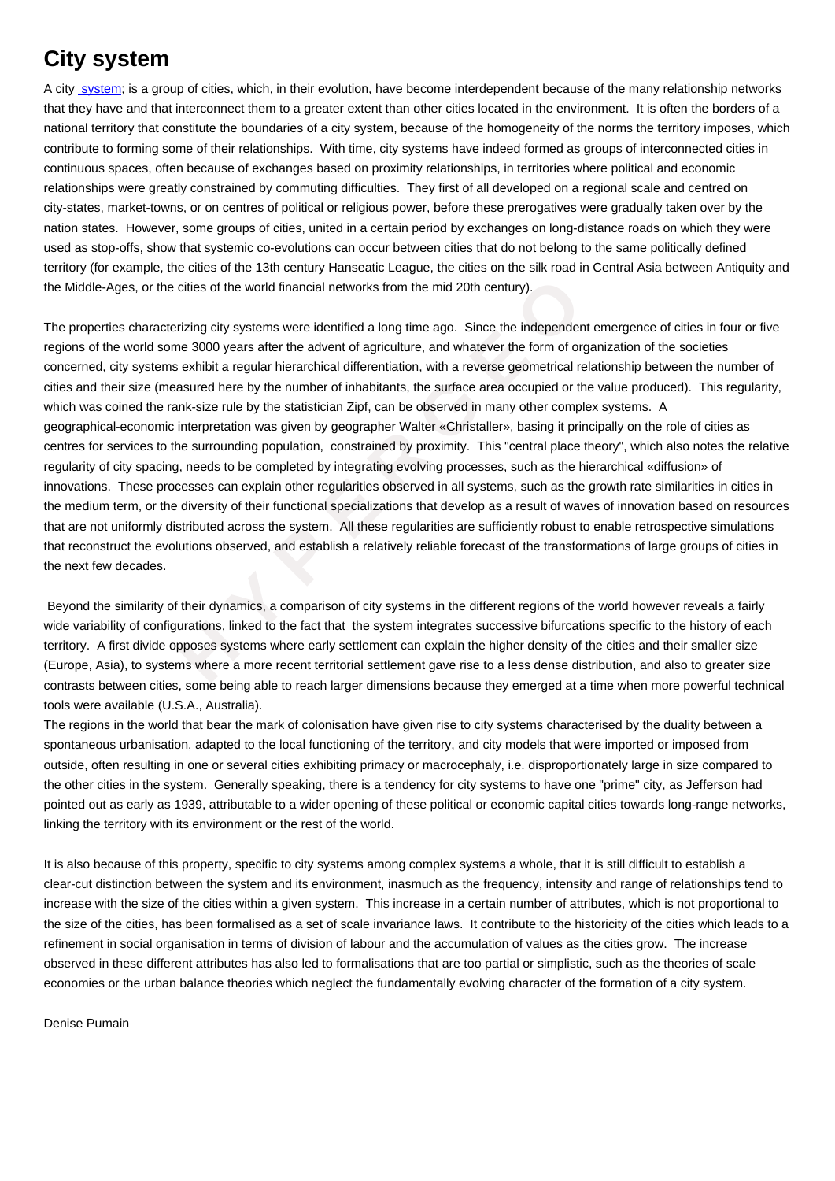# City system

A city [system]; is a group of cities, which, in their evolution, have become interdependent because of the many relationship networks that they have and that interconnect them to a greater extent than other cities located in the environment.  It is often the borders of a national territory that constitute the boundaries of a city system, because of the homogeneity of the norms the territory imposes, which contribute to forming some of their relationships.  With time, city systems have indeed formed as groups of interconnected cities in continuous spaces, often because of exchanges based on proximity relationships, in territories where political and economic relationships were greatly constrained by commuting difficulties.  They first of all developed on a regional scale and centred on city-states, market-towns, or on centres of political or religious power, before these prerogatives were gradually taken over by the nation states.  However, some groups of cities, united in a certain period by exchanges on long-distance roads on which they were used as stop-offs, show that systemic co-evolutions can occur between cities that do not belong to the same politically defined territory (for example, the cities of the 13th century Hanseatic League, the cities on the silk road in Central Asia between Antiquity and the Middle-Ages, or the cities of the world financial networks from the mid 20th century).

The properties characterizing city systems were identified a long time ago.  Since the independent emergence of cities in four or five regions of the world some 3000 years after the advent of agriculture, and whatever the form of organization of the societies concerned, city systems exhibit a regular hierarchical differentiation, with a reverse geometrical relationship between the number of cities and their size (measured here by the number of inhabitants, the surface area occupied or the value produced).  This regularity, which was coined the rank-size rule by the statistician Zipf, can be observed in many other complex systems.  A geographical-economic interpretation was given by geographer Walter «Christaller», basing it principally on the role of cities as centres for services to the surrounding population,  constrained by proximity.  This "central place theory", which also notes the relative regularity of city spacing, needs to be completed by integrating evolving processes, such as the hierarchical «diffusion» of innovations.  These processes can explain other regularities observed in all systems, such as the growth rate similarities in cities in the medium term, or the diversity of their functional specializations that develop as a result of waves of innovation based on resources that are not uniformly distributed across the system.  All these regularities are sufficiently robust to enable retrospective simulations that reconstruct the evolutions observed, and establish a relatively reliable forecast of the transformations of large groups of cities in the next few decades.

Beyond the similarity of their dynamics, a comparison of city systems in the different regions of the world however reveals a fairly wide variability of configurations, linked to the fact that  the system integrates successive bifurcations specific to the history of each territory.  A first divide opposes systems where early settlement can explain the higher density of the cities and their smaller size (Europe, Asia), to systems where a more recent territorial settlement gave rise to a less dense distribution, and also to greater size contrasts between cities, some being able to reach larger dimensions because they emerged at a time when more powerful technical tools were available (U.S.A., Australia).

The regions in the world that bear the mark of colonisation have given rise to city systems characterised by the duality between a spontaneous urbanisation, adapted to the local functioning of the territory, and city models that were imported or imposed from outside, often resulting in one or several cities exhibiting primacy or macrocephaly, i.e. disproportionately large in size compared to the other cities in the system.  Generally speaking, there is a tendency for city systems to have one "prime" city, as Jefferson had pointed out as early as 1939, attributable to a wider opening of these political or economic capital cities towards long-range networks, linking the territory with its environment or the rest of the world.

It is also because of this property, specific to city systems among complex systems a whole, that it is still difficult to establish a clear-cut distinction between the system and its environment, inasmuch as the frequency, intensity and range of relationships tend to increase with the size of the cities within a given system.  This increase in a certain number of attributes, which is not proportional to the size of the cities, has been formalised as a set of scale invariance laws.  It contribute to the historicity of the cities which leads to a refinement in social organisation in terms of division of labour and the accumulation of values as the cities grow.  The increase observed in these different attributes has also led to formalisations that are too partial or simplistic, such as the theories of scale economies or the urban balance theories which neglect the fundamentally evolving character of the formation of a city system.

Denise Pumain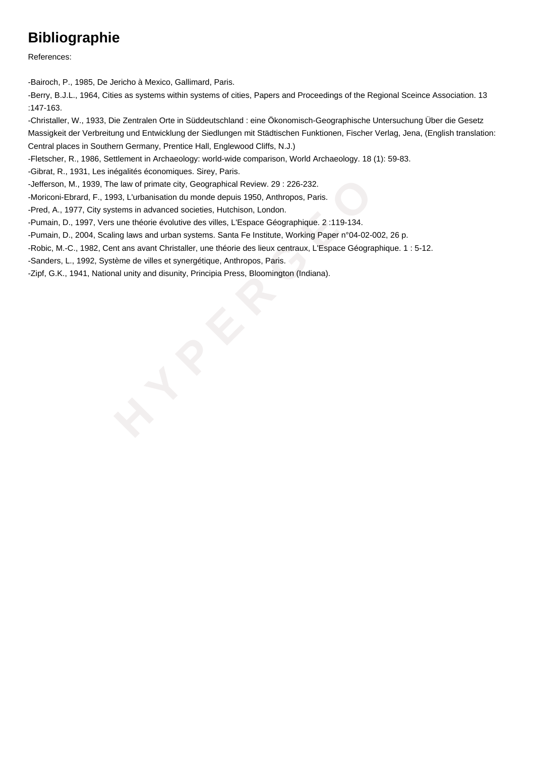# Bibliographie

References:

-Bairoch, P., 1985, De Jericho à Mexico, Gallimard, Paris.

-Berry, B.J.L., 1964, Cities as systems within systems of cities, Papers and Proceedings of the Regional Sceince Association. 13 :147-163.

-Christaller, W., 1933, Die Zentralen Orte in Süddeutschland : eine Ökonomisch-Geographische Untersuchung Über die Gesetz Massigkeit der Verbreitung und Entwicklung der Siedlungen mit Städtischen Funktionen, Fischer Verlag, Jena, (English translation: Central places in Southern Germany, Prentice Hall, Englewood Cliffs, N.J.)

-Fletscher, R., 1986, Settlement in Archaeology: world-wide comparison, World Archaeology. 18 (1): 59-83.

-Gibrat, R., 1931, Les inégalités économiques. Sirey, Paris.

-Jefferson, M., 1939, The law of primate city, Geographical Review. 29 : 226-232.

-Moriconi-Ebrard, F., 1993, L'urbanisation du monde depuis 1950, Anthropos, Paris.

-Pred, A., 1977, City systems in advanced societies, Hutchison, London.

-Pumain, D., 1997, Vers une théorie évolutive des villes, L'Espace Géographique. 2 :119-134.

-Pumain, D., 2004, Scaling laws and urban systems. Santa Fe Institute, Working Paper n°04-02-002, 26 p.

-Robic, M.-C., 1982, Cent ans avant Christaller, une théorie des lieux centraux, L'Espace Géographique. 1 : 5-12.

-Sanders, L., 1992, Système de villes et synergétique, Anthropos, Paris.

-Zipf, G.K., 1941, National unity and disunity, Principia Press, Bloomington (Indiana).